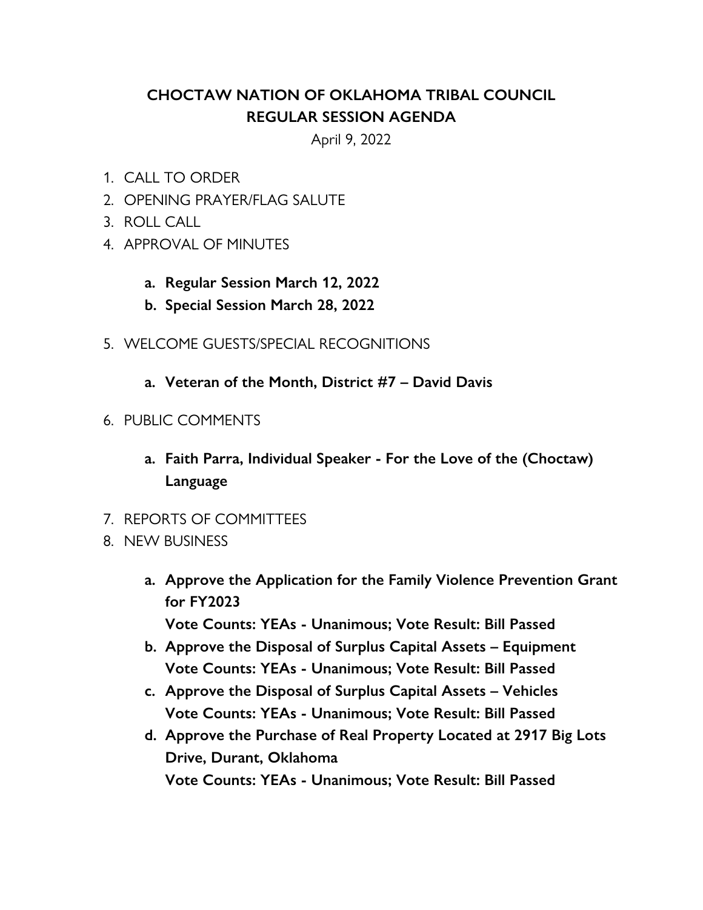# CHOCTAW NATION OF OKLAHOMA TRIBAL COUNCIL
## REGULAR SESSION AGENDA

April 9, 2022

1. CALL TO ORDER
2. OPENING PRAYER/FLAG SALUTE
3. ROLL CALL
4. APPROVAL OF MINUTES
    a. **Regular Session March 12, 2022**
    b. **Special Session March 28, 2022**
5. WELCOME GUESTS/SPECIAL RECOGNITIONS
    a. **Veteran of the Month, District #7 – David Davis**
6. PUBLIC COMMENTS
    a. **Faith Parra, Individual Speaker - For the Love of the (Choctaw) Language**
7. REPORTS OF COMMITTEES
8. NEW BUSINESS
    a. **Approve the Application for the Family Violence Prevention Grant for FY2023**
       **Vote Counts: YEAs - Unanimous; Vote Result: Bill Passed**
    b. **Approve the Disposal of Surplus Capital Assets – Equipment**
       **Vote Counts: YEAs - Unanimous; Vote Result: Bill Passed**
    c. **Approve the Disposal of Surplus Capital Assets – Vehicles**
       **Vote Counts: YEAs - Unanimous; Vote Result: Bill Passed**
    d. **Approve the Purchase of Real Property Located at 2917 Big Lots Drive, Durant, Oklahoma**
       **Vote Counts: YEAs - Unanimous; Vote Result: Bill Passed**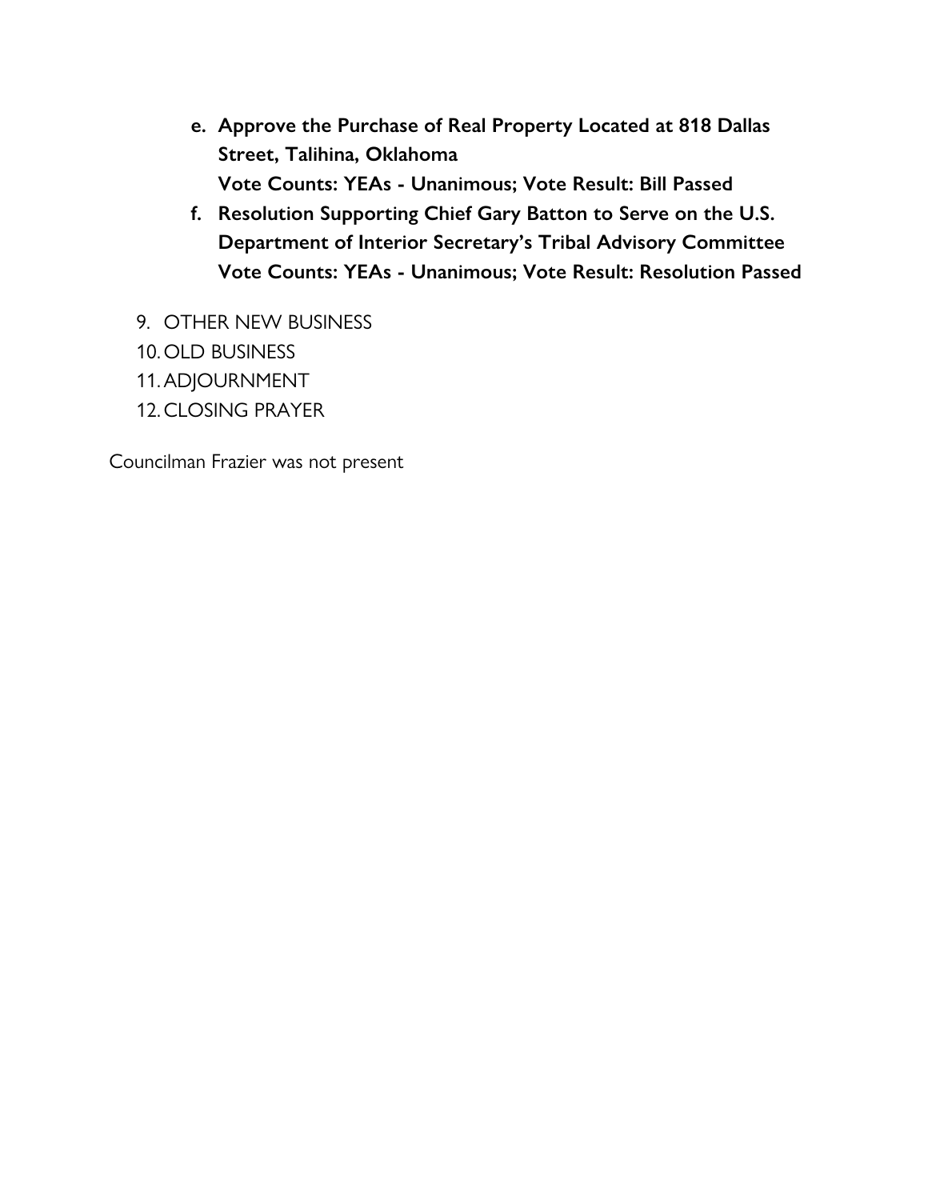e. **Approve the Purchase of Real Property Located at 818 Dallas Street, Talihina, Oklahoma**
   **Vote Counts: YEAs - Unanimous; Vote Result: Bill Passed**
f. **Resolution Supporting Chief Gary Batton to Serve on the U.S. Department of Interior Secretary's Tribal Advisory Committee**
   **Vote Counts: YEAs - Unanimous; Vote Result: Resolution Passed**

9. OTHER NEW BUSINESS
10. OLD BUSINESS
11. ADJOURNMENT
12. CLOSING PRAYER

Councilman Frazier was not present